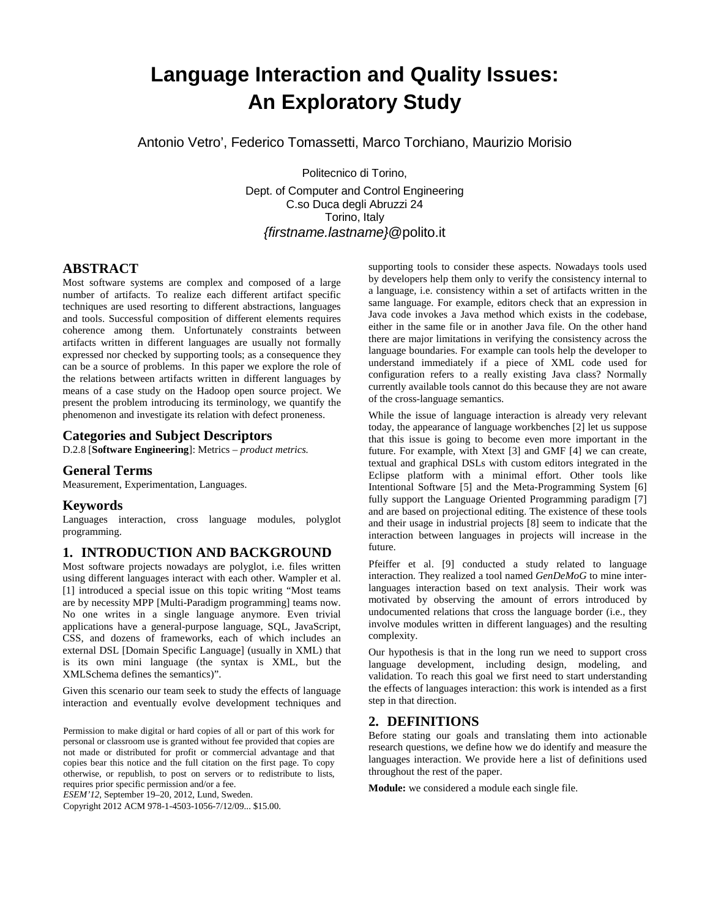# Language Interaction and Quality Issues: An Exploratory Study

Antonio Vetro', Federico Tomassetti, Marco Torchiano, Maurizio Morisio

Politecnico di Torino,

Dept. of Computer and Control Engineering
C.so Duca degli Abruzzi 24
Torino, Italy
*{firstname.lastname}*@polito.it

## ABSTRACT

Most software systems are complex and composed of a large number of artifacts. To realize each different artifact specific techniques are used resorting to different abstractions, languages and tools. Successful composition of different elements requires coherence among them. Unfortunately constraints between artifacts written in different languages are usually not formally expressed nor checked by supporting tools; as a consequence they can be a source of problems. In this paper we explore the role of the relations between artifacts written in different languages by means of a case study on the Hadoop open source project. We present the problem introducing its terminology, we quantify the phenomenon and investigate its relation with defect proneness.

## Categories and Subject Descriptors

D.2.8 [**Software Engineering**]: Metrics – *product metrics.*

## General Terms

Measurement, Experimentation, Languages.

## Keywords

Languages interaction, cross language modules, polyglot programming.

## 1. INTRODUCTION AND BACKGROUND

Most software projects nowadays are polyglot, i.e. files written using different languages interact with each other. Wampler et al. [1] introduced a special issue on this topic writing "Most teams are by necessity MPP [Multi-Paradigm programming] teams now. No one writes in a single language anymore. Even trivial applications have a general-purpose language, SQL, JavaScript, CSS, and dozens of frameworks, each of which includes an external DSL [Domain Specific Language] (usually in XML) that is its own mini language (the syntax is XML, but the XMLSchema defines the semantics)".

Given this scenario our team seek to study the effects of language interaction and eventually evolve development techniques and supporting tools to consider these aspects. Nowadays tools used by developers help them only to verify the consistency internal to a language, i.e. consistency within a set of artifacts written in the same language. For example, editors check that an expression in Java code invokes a Java method which exists in the codebase, either in the same file or in another Java file. On the other hand there are major limitations in verifying the consistency across the language boundaries. For example can tools help the developer to understand immediately if a piece of XML code used for configuration refers to a really existing Java class? Normally currently available tools cannot do this because they are not aware of the cross-language semantics.

While the issue of language interaction is already very relevant today, the appearance of language workbenches [2] let us suppose that this issue is going to become even more important in the future. For example, with Xtext [3] and GMF [4] we can create, textual and graphical DSLs with custom editors integrated in the Eclipse platform with a minimal effort. Other tools like Intentional Software [5] and the Meta-Programming System [6] fully support the Language Oriented Programming paradigm [7] and are based on projectional editing. The existence of these tools and their usage in industrial projects [8] seem to indicate that the interaction between languages in projects will increase in the future.

Pfeiffer et al. [9] conducted a study related to language interaction. They realized a tool named *GenDeMoG* to mine inter-languages interaction based on text analysis. Their work was motivated by observing the amount of errors introduced by undocumented relations that cross the language border (i.e., they involve modules written in different languages) and the resulting complexity.

Our hypothesis is that in the long run we need to support cross language development, including design, modeling, and validation. To reach this goal we first need to start understanding the effects of languages interaction: this work is intended as a first step in that direction.

## 2. DEFINITIONS

Before stating our goals and translating them into actionable research questions, we define how we do identify and measure the languages interaction. We provide here a list of definitions used throughout the rest of the paper.

**Module:** we considered a module each single file.

Permission to make digital or hard copies of all or part of this work for personal or classroom use is granted without fee provided that copies are not made or distributed for profit or commercial advantage and that copies bear this notice and the full citation on the first page. To copy otherwise, or republish, to post on servers or to redistribute to lists, requires prior specific permission and/or a fee.
*ESEM'12*, September 19–20, 2012, Lund, Sweden.
Copyright 2012 ACM 978-1-4503-1056-7/12/09... $15.00.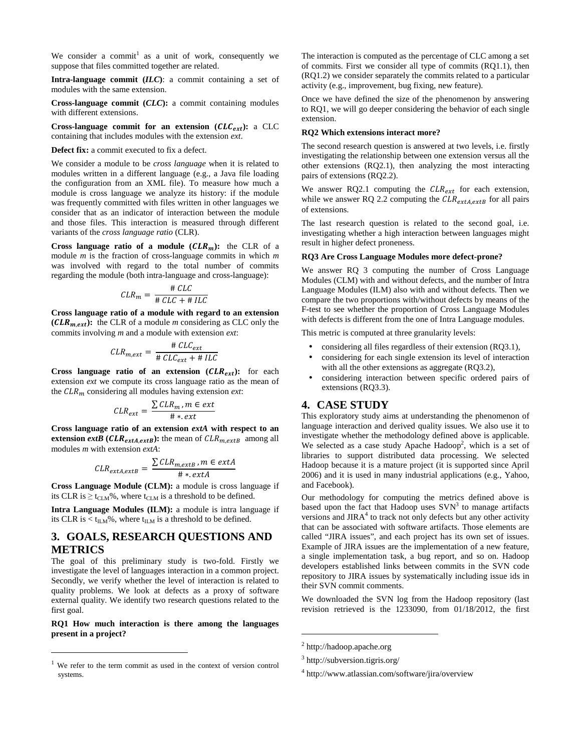We consider a commit[1] as a unit of work, consequently we suppose that files committed together are related.

**Intra-language commit (*ILC*)**: a commit containing a set of modules with the same extension.

**Cross-language commit (*CLC*):** a commit containing modules with different extensions.

**Cross-language commit for an extension ($CLC_{ext}$):** a CLC containing that includes modules with the extension *ext*.

**Defect fix:** a commit executed to fix a defect.

We consider a module to be *cross language* when it is related to modules written in a different language (e.g., a Java file loading the configuration from an XML file). To measure how much a module is cross language we analyze its history: if the module was frequently committed with files written in other languages we consider that as an indicator of interaction between the module and those files. This interaction is measured through different variants of the *cross language ratio* (CLR).

**Cross language ratio of a module ($CLR_m$):** the CLR of a module *m* is the fraction of cross-language commits in which *m* was involved with regard to the total number of commits regarding the module (both intra-language and cross-language):

$$CLR_m = \frac{\#\ CLC}{\#\ CLC + \#\ ILC}$$

**Cross language ratio of a module with regard to an extension ($CLR_{m,ext}$):** the CLR of a module *m* considering as CLC only the commits involving *m* and a module with extension *ext*:

$$CLR_{m,ext} = \frac{\#\ CLC_{ext}}{\#\ CLC_{ext} + \#\ ILC}$$

**Cross language ratio of an extension ($CLR_{ext}$):** for each extension *ext* we compute its cross language ratio as the mean of the $CLR_m$ considering all modules having extension *ext*:

$$CLR_{ext} = \frac{\sum CLR_m,\ m \in ext}{\#\ *.ext}$$

**Cross language ratio of an extension *extA* with respect to an extension *extB* ($CLR_{extA,extB}$):** the mean of $CLR_{m,extB}$ among all modules *m* with extension *extA*:

$$CLR_{extA,extB} = \frac{\sum CLR_{m,extB},\ m \in extA}{\#\ *.extA}$$

**Cross Language Module (CLM):** a module is cross language if its CLR is $\geq t_{CLM}$%, where $t_{CLM}$ is a threshold to be defined.

**Intra Language Modules (ILM):** a module is intra language if its CLR is $< t_{ILM}$%, where $t_{ILM}$ is a threshold to be defined.

## 3. GOALS, RESEARCH QUESTIONS AND METRICS

The goal of this preliminary study is two-fold. Firstly we investigate the level of languages interaction in a common project. Secondly, we verify whether the level of interaction is related to quality problems. We look at defects as a proxy of software external quality. We identify two research questions related to the first goal.

**RQ1 How much interaction is there among the languages present in a project?**

The interaction is computed as the percentage of CLC among a set of commits. First we consider all type of commits (RQ1.1), then (RQ1.2) we consider separately the commits related to a particular activity (e.g., improvement, bug fixing, new feature).

Once we have defined the size of the phenomenon by answering to RQ1, we will go deeper considering the behavior of each single extension.

**RQ2 Which extensions interact more?**

The second research question is answered at two levels, i.e. firstly investigating the relationship between one extension versus all the other extensions (RQ2.1), then analyzing the most interacting pairs of extensions (RQ2.2).

We answer RQ2.1 computing the $CLR_{ext}$ for each extension, while we answer RQ 2.2 computing the $CLR_{extA,extB}$ for all pairs of extensions.

The last research question is related to the second goal, i.e. investigating whether a high interaction between languages might result in higher defect proneness.

**RQ3 Are Cross Language Modules more defect-prone?**

We answer RQ 3 computing the number of Cross Language Modules (CLM) with and without defects, and the number of Intra Language Modules (ILM) also with and without defects. Then we compare the two proportions with/without defects by means of the F-test to see whether the proportion of Cross Language Modules with defects is different from the one of Intra Language modules.

This metric is computed at three granularity levels:

- considering all files regardless of their extension (RQ3.1),
- considering for each single extension its level of interaction with all the other extensions as aggregate (RQ3.2),
- considering interaction between specific ordered pairs of extensions (RQ3.3).

## 4. CASE STUDY

This exploratory study aims at understanding the phenomenon of language interaction and derived quality issues. We also use it to investigate whether the methodology defined above is applicable. We selected as a case study Apache Hadoop[2], which is a set of libraries to support distributed data processing. We selected Hadoop because it is a mature project (it is supported since April 2006) and it is used in many industrial applications (e.g., Yahoo, and Facebook).

Our methodology for computing the metrics defined above is based upon the fact that Hadoop uses SVN[3] to manage artifacts versions and JIRA[4] to track not only defects but any other activity that can be associated with software artifacts. Those elements are called "JIRA issues", and each project has its own set of issues. Example of JIRA issues are the implementation of a new feature, a single implementation task, a bug report, and so on. Hadoop developers established links between commits in the SVN code repository to JIRA issues by systematically including issue ids in their SVN commit comments.

We downloaded the SVN log from the Hadoop repository (last revision retrieved is the 1233090, from 01/18/2012, the first

[1] We refer to the term commit as used in the context of version control systems.

[2] http://hadoop.apache.org

[3] http://subversion.tigris.org/

[4] http://www.atlassian.com/software/jira/overview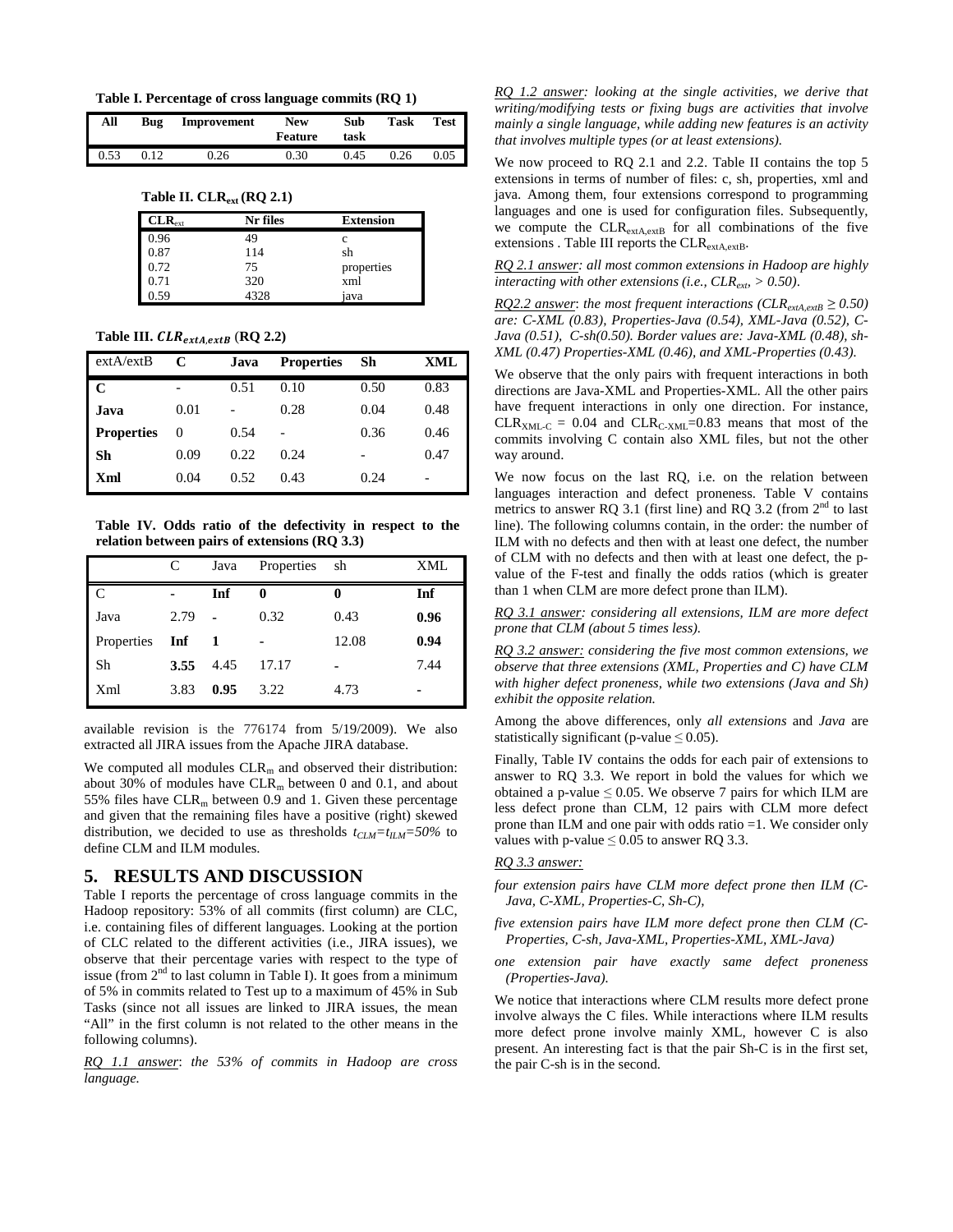**Table I. Percentage of cross language commits (RQ 1)**

| All | Bug | Improvement | New Feature | Sub task | Task | Test |
|---|---|---|---|---|---|---|
| 0.53 | 0.12 | 0.26 | 0.30 | 0.45 | 0.26 | 0.05 |

**Table II. $CLR_{ext}$ (RQ 2.1)**

| $CLR_{ext}$ | Nr files | Extension |
|---|---|---|
| 0.96 | 49 | c |
| 0.87 | 114 | sh |
| 0.72 | 75 | properties |
| 0.71 | 320 | xml |
| 0.59 | 4328 | java |

**Table III. $CLR_{extA,extB}$ (RQ 2.2)**

| extA/extB | C | Java | Properties | Sh | XML |
|---|---|---|---|---|---|
| **C** | - | 0.51 | 0.10 | 0.50 | 0.83 |
| **Java** | 0.01 | - | 0.28 | 0.04 | 0.48 |
| **Properties** | 0 | 0.54 | - | 0.36 | 0.46 |
| **Sh** | 0.09 | 0.22 | 0.24 | - | 0.47 |
| **Xml** | 0.04 | 0.52 | 0.43 | 0.24 | - |

**Table IV. Odds ratio of the defectivity in respect to the relation between pairs of extensions (RQ 3.3)**

| | C | Java | Properties | sh | XML |
|---|---|---|---|---|---|
| C | **-** | **Inf** | **0** | **0** | **Inf** |
| Java | 2.79 | **-** | 0.32 | 0.43 | **0.96** |
| Properties | **Inf** | **1** | **-** | 12.08 | **0.94** |
| Sh | **3.55** | 4.45 | 17.17 | **-** | 7.44 |
| Xml | 3.83 | **0.95** | 3.22 | 4.73 | **-** |

available revision is the 776174 from 5/19/2009). We also extracted all JIRA issues from the Apache JIRA database.

We computed all modules $CLR_m$ and observed their distribution: about 30% of modules have $CLR_m$ between 0 and 0.1, and about 55% files have $CLR_m$ between 0.9 and 1. Given these percentage and given that the remaining files have a positive (right) skewed distribution, we decided to use as thresholds $t_{CLM}=t_{ILM}=50\%$ to define CLM and ILM modules.

## 5. RESULTS AND DISCUSSION

Table I reports the percentage of cross language commits in the Hadoop repository: 53% of all commits (first column) are CLC, i.e. containing files of different languages. Looking at the portion of CLC related to the different activities (i.e., JIRA issues), we observe that their percentage varies with respect to the type of issue (from 2nd to last column in Table I). It goes from a minimum of 5% in commits related to Test up to a maximum of 45% in Sub Tasks (since not all issues are linked to JIRA issues, the mean "All" in the first column is not related to the other means in the following columns).

*RQ 1.1 answer: the 53% of commits in Hadoop are cross language.*

*RQ 1.2 answer: looking at the single activities, we derive that writing/modifying tests or fixing bugs are activities that involve mainly a single language, while adding new features is an activity that involves multiple types (or at least extensions).*

We now proceed to RQ 2.1 and 2.2. Table II contains the top 5 extensions in terms of number of files: c, sh, properties, xml and java. Among them, four extensions correspond to programming languages and one is used for configuration files. Subsequently, we compute the $CLR_{extA,extB}$ for all combinations of the five extensions . Table III reports the $CLR_{extA,extB}$.

*RQ 2.1 answer: all most common extensions in Hadoop are highly interacting with other extensions (i.e., $CLR_{ext}$, > 0.50).*

*RQ2.2 answer: the most frequent interactions ($CLR_{extA,extB} \geq 0.50$) are: C-XML (0.83), Properties-Java (0.54), XML-Java (0.52), C-Java (0.51), C-sh(0.50). Border values are: Java-XML (0.48), sh-XML (0.47) Properties-XML (0.46), and XML-Properties (0.43).*

We observe that the only pairs with frequent interactions in both directions are Java-XML and Properties-XML. All the other pairs have frequent interactions in only one direction. For instance, $CLR_{XML\text{-}C}$ = 0.04 and $CLR_{C\text{-}XML}$=0.83 means that most of the commits involving C contain also XML files, but not the other way around.

We now focus on the last RQ, i.e. on the relation between languages interaction and defect proneness. Table V contains metrics to answer RQ 3.1 (first line) and RQ 3.2 (from 2nd to last line). The following columns contain, in the order: the number of ILM with no defects and then with at least one defect, the number of CLM with no defects and then with at least one defect, the p-value of the F-test and finally the odds ratios (which is greater than 1 when CLM are more defect prone than ILM).

*RQ 3.1 answer: considering all extensions, ILM are more defect prone that CLM (about 5 times less).*

*RQ 3.2 answer: considering the five most common extensions, we observe that three extensions (XML, Properties and C) have CLM with higher defect proneness, while two extensions (Java and Sh) exhibit the opposite relation.*

Among the above differences, only *all extensions* and *Java* are statistically significant (p-value $\leq$ 0.05).

Finally, Table IV contains the odds for each pair of extensions to answer RQ 3.3. We report in bold the values for which we obtained a p-value $\leq$ 0.05. We observe 7 pairs for which ILM are less defect prone than CLM, 12 pairs with CLM more defect prone than ILM and one pair with odds ratio =1. We consider only values with p-value $\leq$ 0.05 to answer RQ 3.3.

*RQ 3.3 answer:*

*four extension pairs have CLM more defect prone then ILM (C-Java, C-XML, Properties-C, Sh-C),*

*five extension pairs have ILM more defect prone then CLM (C-Properties, C-sh, Java-XML, Properties-XML, XML-Java)*

*one extension pair have exactly same defect proneness (Properties-Java).*

We notice that interactions where CLM results more defect prone involve always the C files. While interactions where ILM results more defect prone involve mainly XML, however C is also present. An interesting fact is that the pair Sh-C is in the first set, the pair C-sh is in the second.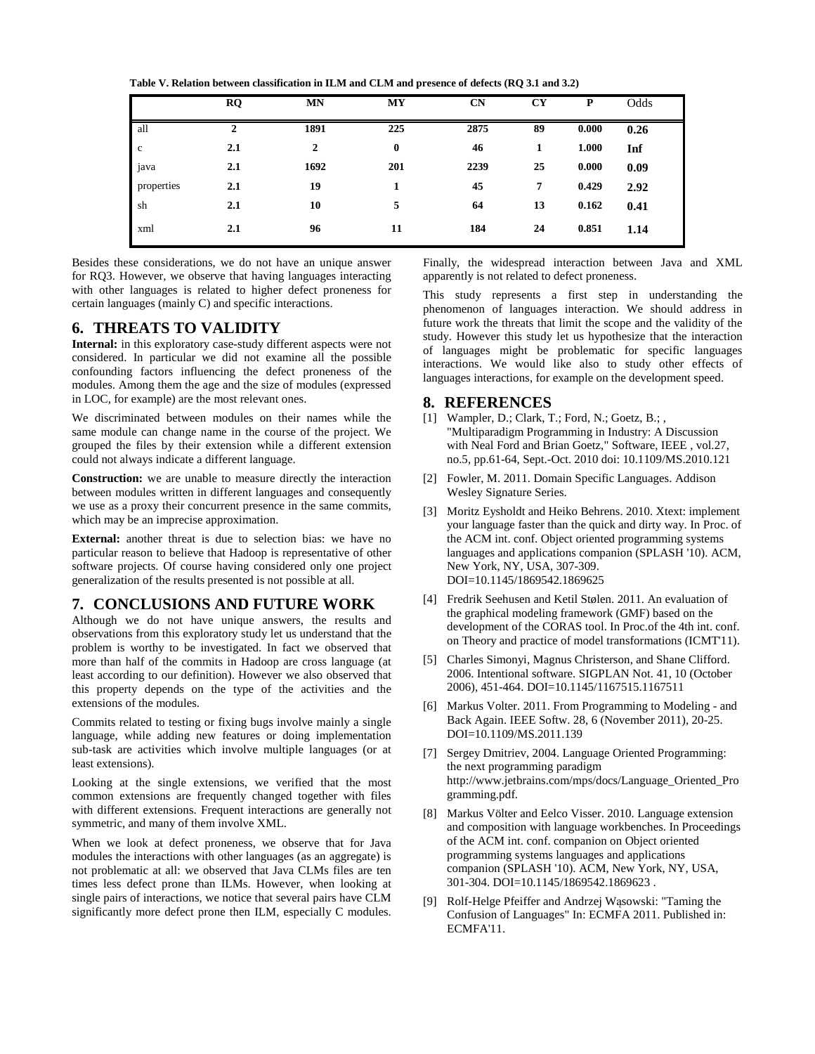**Table V. Relation between classification in ILM and CLM and presence of defects (RQ 3.1 and 3.2)**

| | RQ | MN | MY | CN | CY | P | Odds |
|---|---|---|---|---|---|---|---|
| all | 2 | 1891 | 225 | 2875 | 89 | 0.000 | 0.26 |
| c | 2.1 | 2 | 0 | 46 | 1 | 1.000 | Inf |
| java | 2.1 | 1692 | 201 | 2239 | 25 | 0.000 | 0.09 |
| properties | 2.1 | 19 | 1 | 45 | 7 | 0.429 | 2.92 |
| sh | 2.1 | 10 | 5 | 64 | 13 | 0.162 | 0.41 |
| xml | 2.1 | 96 | 11 | 184 | 24 | 0.851 | 1.14 |

Besides these considerations, we do not have an unique answer for RQ3. However, we observe that having languages interacting with other languages is related to higher defect proneness for certain languages (mainly C) and specific interactions.

## 6. THREATS TO VALIDITY

**Internal:** in this exploratory case-study different aspects were not considered. In particular we did not examine all the possible confounding factors influencing the defect proneness of the modules. Among them the age and the size of modules (expressed in LOC, for example) are the most relevant ones.

We discriminated between modules on their names while the same module can change name in the course of the project. We grouped the files by their extension while a different extension could not always indicate a different language.

**Construction:** we are unable to measure directly the interaction between modules written in different languages and consequently we use as a proxy their concurrent presence in the same commits, which may be an imprecise approximation.

**External:** another threat is due to selection bias: we have no particular reason to believe that Hadoop is representative of other software projects. Of course having considered only one project generalization of the results presented is not possible at all.

## 7. CONCLUSIONS AND FUTURE WORK

Although we do not have unique answers, the results and observations from this exploratory study let us understand that the problem is worthy to be investigated. In fact we observed that more than half of the commits in Hadoop are cross language (at least according to our definition). However we also observed that this property depends on the type of the activities and the extensions of the modules.

Commits related to testing or fixing bugs involve mainly a single language, while adding new features or doing implementation sub-task are activities which involve multiple languages (or at least extensions).

Looking at the single extensions, we verified that the most common extensions are frequently changed together with files with different extensions. Frequent interactions are generally not symmetric, and many of them involve XML.

When we look at defect proneness, we observe that for Java modules the interactions with other languages (as an aggregate) is not problematic at all: we observed that Java CLMs files are ten times less defect prone than ILMs. However, when looking at single pairs of interactions, we notice that several pairs have CLM significantly more defect prone then ILM, especially C modules. Finally, the widespread interaction between Java and XML apparently is not related to defect proneness.

This study represents a first step in understanding the phenomenon of languages interaction. We should address in future work the threats that limit the scope and the validity of the study. However this study let us hypothesize that the interaction of languages might be problematic for specific languages interactions. We would like also to study other effects of languages interactions, for example on the development speed.

## 8. REFERENCES

[1] Wampler, D.; Clark, T.; Ford, N.; Goetz, B.; , "Multiparadigm Programming in Industry: A Discussion with Neal Ford and Brian Goetz," Software, IEEE , vol.27, no.5, pp.61-64, Sept.-Oct. 2010 doi: 10.1109/MS.2010.121

[2] Fowler, M. 2011. Domain Specific Languages. Addison Wesley Signature Series.

[3] Moritz Eysholdt and Heiko Behrens. 2010. Xtext: implement your language faster than the quick and dirty way. In Proc. of the ACM int. conf. Object oriented programming systems languages and applications companion (SPLASH '10). ACM, New York, NY, USA, 307-309. DOI=10.1145/1869542.1869625

[4] Fredrik Seehusen and Ketil Stølen. 2011. An evaluation of the graphical modeling framework (GMF) based on the development of the CORAS tool. In Proc.of the 4th int. conf. on Theory and practice of model transformations (ICMT'11).

[5] Charles Simonyi, Magnus Christerson, and Shane Clifford. 2006. Intentional software. SIGPLAN Not. 41, 10 (October 2006), 451-464. DOI=10.1145/1167515.1167511

[6] Markus Volter. 2011. From Programming to Modeling - and Back Again. IEEE Softw. 28, 6 (November 2011), 20-25. DOI=10.1109/MS.2011.139

[7] Sergey Dmitriev, 2004. Language Oriented Programming: the next programming paradigm http://www.jetbrains.com/mps/docs/Language_Oriented_Programming.pdf.

[8] Markus Völter and Eelco Visser. 2010. Language extension and composition with language workbenches. In Proceedings of the ACM int. conf. companion on Object oriented programming systems languages and applications companion (SPLASH '10). ACM, New York, NY, USA, 301-304. DOI=10.1145/1869542.1869623 .

[9] Rolf-Helge Pfeiffer and Andrzej Wąsowski: "Taming the Confusion of Languages" In: ECMFA 2011. Published in: ECMFA'11.